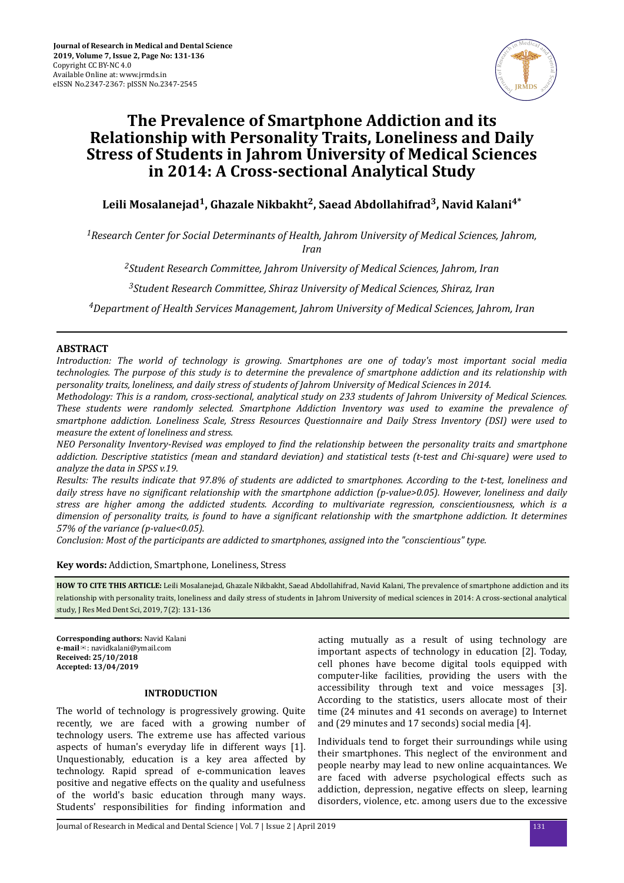# The Prevalence of Smartphone Addiction and its Relationship with Personality Traits, Loneliness and Daily Stress of Students in Jahrom University of Medical Sciences in 2014: A Cross-sectional Analytical Study

**Leili Mosalanejad[1], Ghazale Nikbakht[2], Saead Abdollahifrad[3], Navid Kalani[4*]**

*[1]Research Center for Social Determinants of Health, Jahrom University of Medical Sciences, Jahrom, Iran*

*[2]Student Research Committee, Jahrom University of Medical Sciences, Jahrom, Iran*

*[3]Student Research Committee, Shiraz University of Medical Sciences, Shiraz, Iran*

*[4]Department of Health Services Management, Jahrom University of Medical Sciences, Jahrom, Iran*

## ABSTRACT

*Introduction: The world of technology is growing. Smartphones are one of today's most important social media technologies. The purpose of this study is to determine the prevalence of smartphone addiction and its relationship with personality traits, loneliness, and daily stress of students of Jahrom University of Medical Sciences in 2014.*

*Methodology: This is a random, cross-sectional, analytical study on 233 students of Jahrom University of Medical Sciences. These students were randomly selected. Smartphone Addiction Inventory was used to examine the prevalence of smartphone addiction. Loneliness Scale, Stress Resources Questionnaire and Daily Stress Inventory (DSI) were used to measure the extent of loneliness and stress.*

*NEO Personality Inventory-Revised was employed to find the relationship between the personality traits and smartphone addiction. Descriptive statistics (mean and standard deviation) and statistical tests (t-test and Chi-square) were used to analyze the data in SPSS v.19.*

*Results: The results indicate that 97.8% of students are addicted to smartphones. According to the t-test, loneliness and daily stress have no significant relationship with the smartphone addiction (p-value>0.05). However, loneliness and daily stress are higher among the addicted students. According to multivariate regression, conscientiousness, which is a dimension of personality traits, is found to have a significant relationship with the smartphone addiction. It determines 57% of the variance (p-value<0.05).*

*Conclusion: Most of the participants are addicted to smartphones, assigned into the "conscientious" type.*

**Key words:** Addiction, Smartphone, Loneliness, Stress

**HOW TO CITE THIS ARTICLE:** Leili Mosalanejad, Ghazale Nikbakht, Saead Abdollahifrad, Navid Kalani, The prevalence of smartphone addiction and its relationship with personality traits, loneliness and daily stress of students in Jahrom University of medical sciences in 2014: A cross-sectional analytical study, J Res Med Dent Sci, 2019, 7(2): 131-136

**Corresponding authors:** Navid Kalani
**e-mail**✉: navidkalani@ymail.com
**Received: 25/10/2018**
**Accepted: 13/04/2019**

## INTRODUCTION

The world of technology is progressively growing. Quite recently, we are faced with a growing number of technology users. The extreme use has affected various aspects of human's everyday life in different ways [1]. Unquestionably, education is a key area affected by technology. Rapid spread of e-communication leaves positive and negative effects on the quality and usefulness of the world's basic education through many ways. Students' responsibilities for finding information and acting mutually as a result of using technology are important aspects of technology in education [2]. Today, cell phones have become digital tools equipped with computer-like facilities, providing the users with the accessibility through text and voice messages [3]. According to the statistics, users allocate most of their time (24 minutes and 41 seconds on average) to Internet and (29 minutes and 17 seconds) social media [4].

Individuals tend to forget their surroundings while using their smartphones. This neglect of the environment and people nearby may lead to new online acquaintances. We are faced with adverse psychological effects such as addiction, depression, negative effects on sleep, learning disorders, violence, etc. among users due to the excessive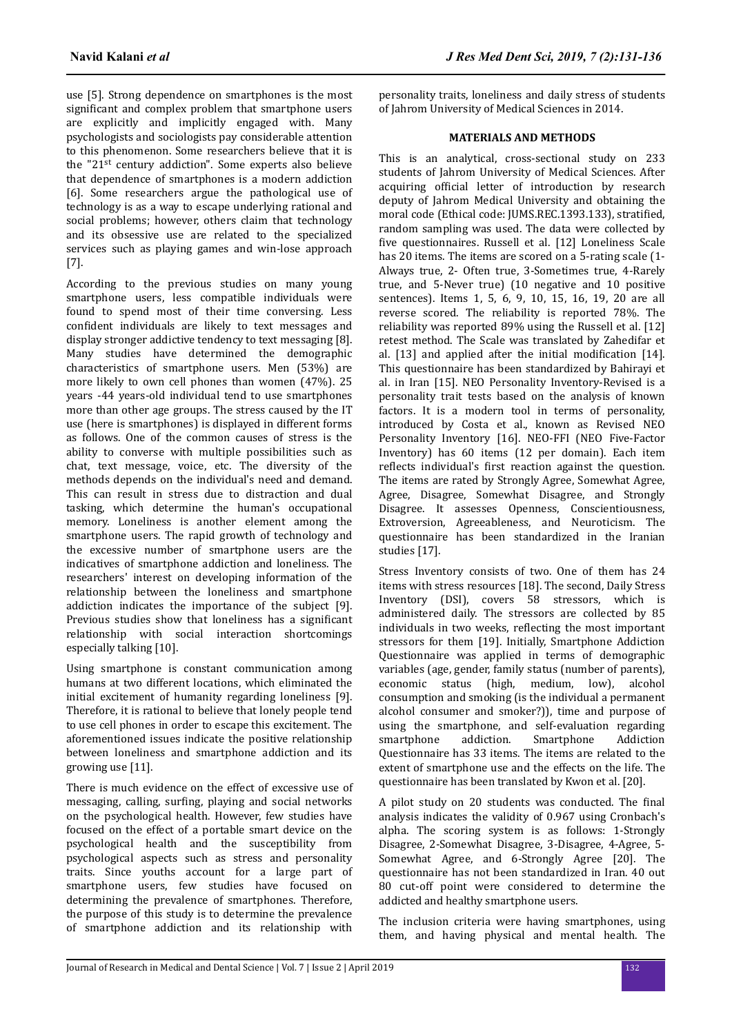use [5]. Strong dependence on smartphones is the most significant and complex problem that smartphone users are explicitly and implicitly engaged with. Many psychologists and sociologists pay considerable attention to this phenomenon. Some researchers believe that it is the "21st century addiction". Some experts also believe that dependence of smartphones is a modern addiction [6]. Some researchers argue the pathological use of technology is as a way to escape underlying rational and social problems; however, others claim that technology and its obsessive use are related to the specialized services such as playing games and win-lose approach [7].

According to the previous studies on many young smartphone users, less compatible individuals were found to spend most of their time conversing. Less confident individuals are likely to text messages and display stronger addictive tendency to text messaging [8]. Many studies have determined the demographic characteristics of smartphone users. Men (53%) are more likely to own cell phones than women (47%). 25 years -44 years-old individual tend to use smartphones more than other age groups. The stress caused by the IT use (here is smartphones) is displayed in different forms as follows. One of the common causes of stress is the ability to converse with multiple possibilities such as chat, text message, voice, etc. The diversity of the methods depends on the individual's need and demand. This can result in stress due to distraction and dual tasking, which determine the human's occupational memory. Loneliness is another element among the smartphone users. The rapid growth of technology and the excessive number of smartphone users are the indicatives of smartphone addiction and loneliness. The researchers' interest on developing information of the relationship between the loneliness and smartphone addiction indicates the importance of the subject [9]. Previous studies show that loneliness has a significant relationship with social interaction shortcomings especially talking [10].

Using smartphone is constant communication among humans at two different locations, which eliminated the initial excitement of humanity regarding loneliness [9]. Therefore, it is rational to believe that lonely people tend to use cell phones in order to escape this excitement. The aforementioned issues indicate the positive relationship between loneliness and smartphone addiction and its growing use [11].

There is much evidence on the effect of excessive use of messaging, calling, surfing, playing and social networks on the psychological health. However, few studies have focused on the effect of a portable smart device on the psychological health and the susceptibility from psychological aspects such as stress and personality traits. Since youths account for a large part of smartphone users, few studies have focused on determining the prevalence of smartphones. Therefore, the purpose of this study is to determine the prevalence of smartphone addiction and its relationship with personality traits, loneliness and daily stress of students of Jahrom University of Medical Sciences in 2014.

## MATERIALS AND METHODS

This is an analytical, cross-sectional study on 233 students of Jahrom University of Medical Sciences. After acquiring official letter of introduction by research deputy of Jahrom Medical University and obtaining the moral code (Ethical code: JUMS.REC.1393.133), stratified, random sampling was used. The data were collected by five questionnaires. Russell et al. [12] Loneliness Scale has 20 items. The items are scored on a 5-rating scale (1-Always true, 2- Often true, 3-Sometimes true, 4-Rarely true, and 5-Never true) (10 negative and 10 positive sentences). Items 1, 5, 6, 9, 10, 15, 16, 19, 20 are all reverse scored. The reliability is reported 78%. The reliability was reported 89% using the Russell et al. [12] retest method. The Scale was translated by Zahedifar et al. [13] and applied after the initial modification [14]. This questionnaire has been standardized by Bahirayi et al. in Iran [15]. NEO Personality Inventory-Revised is a personality trait tests based on the analysis of known factors. It is a modern tool in terms of personality, introduced by Costa et al., known as Revised NEO Personality Inventory [16]. NEO-FFI (NEO Five-Factor Inventory) has 60 items (12 per domain). Each item reflects individual's first reaction against the question. The items are rated by Strongly Agree, Somewhat Agree, Agree, Disagree, Somewhat Disagree, and Strongly Disagree. It assesses Openness, Conscientiousness, Extroversion, Agreeableness, and Neuroticism. The questionnaire has been standardized in the Iranian studies [17].

Stress Inventory consists of two. One of them has 24 items with stress resources [18]. The second, Daily Stress Inventory (DSI), covers 58 stressors, which is administered daily. The stressors are collected by 85 individuals in two weeks, reflecting the most important stressors for them [19]. Initially, Smartphone Addiction Questionnaire was applied in terms of demographic variables (age, gender, family status (number of parents), economic status (high, medium, low), alcohol consumption and smoking (is the individual a permanent alcohol consumer and smoker?)), time and purpose of using the smartphone, and self-evaluation regarding smartphone addiction. Smartphone Addiction Questionnaire has 33 items. The items are related to the extent of smartphone use and the effects on the life. The questionnaire has been translated by Kwon et al. [20].

A pilot study on 20 students was conducted. The final analysis indicates the validity of 0.967 using Cronbach's alpha. The scoring system is as follows: 1-Strongly Disagree, 2-Somewhat Disagree, 3-Disagree, 4-Agree, 5-Somewhat Agree, and 6-Strongly Agree [20]. The questionnaire has not been standardized in Iran. 40 out 80 cut-off point were considered to determine the addicted and healthy smartphone users.

The inclusion criteria were having smartphones, using them, and having physical and mental health. The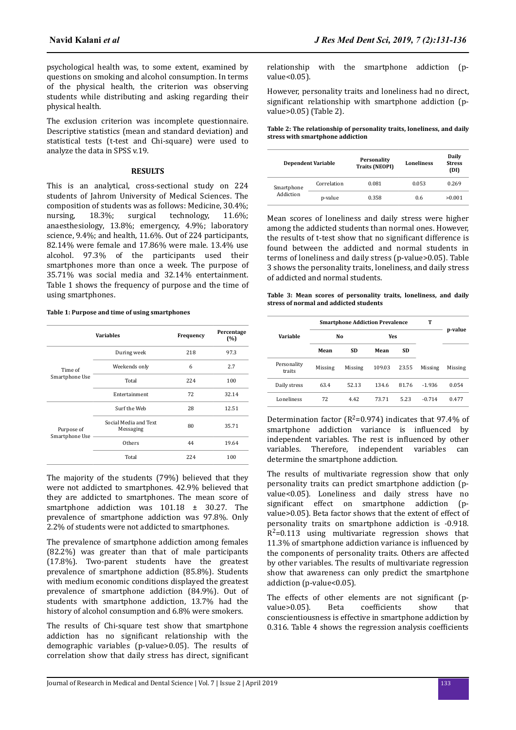psychological health was, to some extent, examined by questions on smoking and alcohol consumption. In terms of the physical health, the criterion was observing students while distributing and asking regarding their physical health.

The exclusion criterion was incomplete questionnaire. Descriptive statistics (mean and standard deviation) and statistical tests (t-test and Chi-square) were used to analyze the data in SPSS v.19.

## RESULTS

This is an analytical, cross-sectional study on 224 students of Jahrom University of Medical Sciences. The composition of students was as follows: Medicine, 30.4%; nursing, 18.3%; surgical technology, 11.6%; anaesthesiology, 13.8%; emergency, 4.9%; laboratory science, 9.4%; and health, 11.6%. Out of 224 participants, 82.14% were female and 17.86% were male. 13.4% use alcohol. 97.3% of the participants used their smartphones more than once a week. The purpose of 35.71% was social media and 32.14% entertainment. Table 1 shows the frequency of purpose and the time of using smartphones.

**Table 1: Purpose and time of using smartphones**

| Variables | | Frequency | Percentage (%) |
|---|---|---|---|
| Time of Smartphone Use | During week | 218 | 97.3 |
| | Weekends only | 6 | 2.7 |
| | Total | 224 | 100 |
| Purpose of Smartphone Use | Entertainment | 72 | 32.14 |
| | Surf the Web | 28 | 12.51 |
| | Social Media and Text Messaging | 80 | 35.71 |
| | Others | 44 | 19.64 |
| | Total | 224 | 100 |

The majority of the students (79%) believed that they were not addicted to smartphones. 42.9% believed that they are addicted to smartphones. The mean score of smartphone addiction was 101.18 ± 30.27. The prevalence of smartphone addiction was 97.8%. Only 2.2% of students were not addicted to smartphones.

The prevalence of smartphone addiction among females (82.2%) was greater than that of male participants (17.8%). Two-parent students have the greatest prevalence of smartphone addiction (85.8%). Students with medium economic conditions displayed the greatest prevalence of smartphone addiction (84.9%). Out of students with smartphone addiction, 13.7% had the history of alcohol consumption and 6.8% were smokers.

The results of Chi-square test show that smartphone addiction has no significant relationship with the demographic variables (p-value>0.05). The results of correlation show that daily stress has direct, significant relationship with the smartphone addiction (p-value<0.05).

However, personality traits and loneliness had no direct, significant relationship with smartphone addiction (p-value>0.05) (Table 2).

**Table 2: The relationship of personality traits, loneliness, and daily stress with smartphone addiction**

| Dependent Variable | | Personality Traits (NEOPI) | Loneliness | Daily Stress (DI) |
|---|---|---|---|---|
| Smartphone Addiction | Correlation | 0.081 | 0.053 | 0.269 |
| | p-value | 0.358 | 0.6 | >0.001 |

Mean scores of loneliness and daily stress were higher among the addicted students than normal ones. However, the results of t-test show that no significant difference is found between the addicted and normal students in terms of loneliness and daily stress (p-value>0.05). Table 3 shows the personality traits, loneliness, and daily stress of addicted and normal students.

**Table 3: Mean scores of personality traits, loneliness, and daily stress of normal and addicted students**

| Variable | Smartphone Addiction Prevalence | | | | T | p-value |
|---|---|---|---|---|---|---|
| | No | | Yes | | | |
| | Mean | SD | Mean | SD | | |
| Personality traits | Missing | Missing | 109.03 | 23.55 | Missing | Missing |
| Daily stress | 63.4 | 52.13 | 134.6 | 81.76 | -1.936 | 0.054 |
| Loneliness | 72 | 4.42 | 73.71 | 5.23 | -0.714 | 0.477 |

Determination factor ($R^2$=0.974) indicates that 97.4% of smartphone addiction variance is influenced by independent variables. The rest is influenced by other variables. Therefore, independent variables can determine the smartphone addiction.

The results of multivariate regression show that only personality traits can predict smartphone addiction (p-value<0.05). Loneliness and daily stress have no significant effect on smartphone addiction (p-value>0.05). Beta factor shows that the extent of effect of personality traits on smartphone addiction is -0.918. $R^2$=0.113 using multivariate regression shows that 11.3% of smartphone addiction variance is influenced by the components of personality traits. Others are affected by other variables. The results of multivariate regression show that awareness can only predict the smartphone addiction (p-value<0.05).

The effects of other elements are not significant (p-value>0.05). Beta coefficients show that conscientiousness is effective in smartphone addiction by 0.316. Table 4 shows the regression analysis coefficients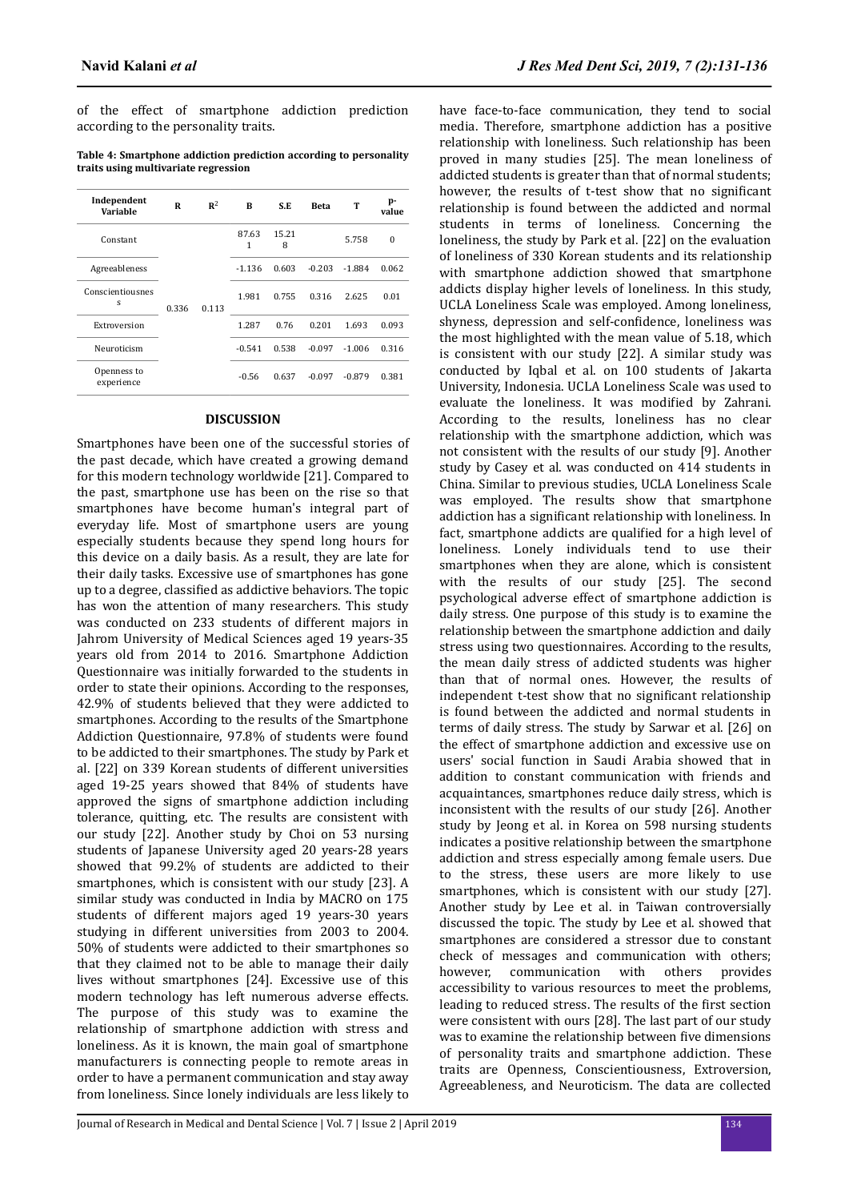of the effect of smartphone addiction prediction according to the personality traits.

**Table 4: Smartphone addiction prediction according to personality traits using multivariate regression**

| Independent Variable | R | $R^2$ | B | S.E | Beta | T | p-value |
|---|---|---|---|---|---|---|---|
| Constant | 0.336 | 0.113 | 87.631 | 15.218 | | 5.758 | 0 |
| Agreeableness | | | -1.136 | 0.603 | -0.203 | -1.884 | 0.062 |
| Conscientiousness | | | 1.981 | 0.755 | 0.316 | 2.625 | 0.01 |
| Extroversion | | | 1.287 | 0.76 | 0.201 | 1.693 | 0.093 |
| Neuroticism | | | -0.541 | 0.538 | -0.097 | -1.006 | 0.316 |
| Openness to experience | | | -0.56 | 0.637 | -0.097 | -0.879 | 0.381 |

## DISCUSSION

Smartphones have been one of the successful stories of the past decade, which have created a growing demand for this modern technology worldwide [21]. Compared to the past, smartphone use has been on the rise so that smartphones have become human's integral part of everyday life. Most of smartphone users are young especially students because they spend long hours for this device on a daily basis. As a result, they are late for their daily tasks. Excessive use of smartphones has gone up to a degree, classified as addictive behaviors. The topic has won the attention of many researchers. This study was conducted on 233 students of different majors in Jahrom University of Medical Sciences aged 19 years-35 years old from 2014 to 2016. Smartphone Addiction Questionnaire was initially forwarded to the students in order to state their opinions. According to the responses, 42.9% of students believed that they were addicted to smartphones. According to the results of the Smartphone Addiction Questionnaire, 97.8% of students were found to be addicted to their smartphones. The study by Park et al. [22] on 339 Korean students of different universities aged 19-25 years showed that 84% of students have approved the signs of smartphone addiction including tolerance, quitting, etc. The results are consistent with our study [22]. Another study by Choi on 53 nursing students of Japanese University aged 20 years-28 years showed that 99.2% of students are addicted to their smartphones, which is consistent with our study [23]. A similar study was conducted in India by MACRO on 175 students of different majors aged 19 years-30 years studying in different universities from 2003 to 2004. 50% of students were addicted to their smartphones so that they claimed not to be able to manage their daily lives without smartphones [24]. Excessive use of this modern technology has left numerous adverse effects. The purpose of this study was to examine the relationship of smartphone addiction with stress and loneliness. As it is known, the main goal of smartphone manufacturers is connecting people to remote areas in order to have a permanent communication and stay away from loneliness. Since lonely individuals are less likely to have face-to-face communication, they tend to social media. Therefore, smartphone addiction has a positive relationship with loneliness. Such relationship has been proved in many studies [25]. The mean loneliness of addicted students is greater than that of normal students; however, the results of t-test show that no significant relationship is found between the addicted and normal students in terms of loneliness. Concerning the loneliness, the study by Park et al. [22] on the evaluation of loneliness of 330 Korean students and its relationship with smartphone addiction showed that smartphone addicts display higher levels of loneliness. In this study, UCLA Loneliness Scale was employed. Among loneliness, shyness, depression and self-confidence, loneliness was the most highlighted with the mean value of 5.18, which is consistent with our study [22]. A similar study was conducted by Iqbal et al. on 100 students of Jakarta University, Indonesia. UCLA Loneliness Scale was used to evaluate the loneliness. It was modified by Zahrani. According to the results, loneliness has no clear relationship with the smartphone addiction, which was not consistent with the results of our study [9]. Another study by Casey et al. was conducted on 414 students in China. Similar to previous studies, UCLA Loneliness Scale was employed. The results show that smartphone addiction has a significant relationship with loneliness. In fact, smartphone addicts are qualified for a high level of loneliness. Lonely individuals tend to use their smartphones when they are alone, which is consistent with the results of our study [25]. The second psychological adverse effect of smartphone addiction is daily stress. One purpose of this study is to examine the relationship between the smartphone addiction and daily stress using two questionnaires. According to the results, the mean daily stress of addicted students was higher than that of normal ones. However, the results of independent t-test show that no significant relationship is found between the addicted and normal students in terms of daily stress. The study by Sarwar et al. [26] on the effect of smartphone addiction and excessive use on users' social function in Saudi Arabia showed that in addition to constant communication with friends and acquaintances, smartphones reduce daily stress, which is inconsistent with the results of our study [26]. Another study by Jeong et al. in Korea on 598 nursing students indicates a positive relationship between the smartphone addiction and stress especially among female users. Due to the stress, these users are more likely to use smartphones, which is consistent with our study [27]. Another study by Lee et al. in Taiwan controversially discussed the topic. The study by Lee et al. showed that smartphones are considered a stressor due to constant check of messages and communication with others; however, communication with others provides accessibility to various resources to meet the problems, leading to reduced stress. The results of the first section were consistent with ours [28]. The last part of our study was to examine the relationship between five dimensions of personality traits and smartphone addiction. These traits are Openness, Conscientiousness, Extroversion, Agreeableness, and Neuroticism. The data are collected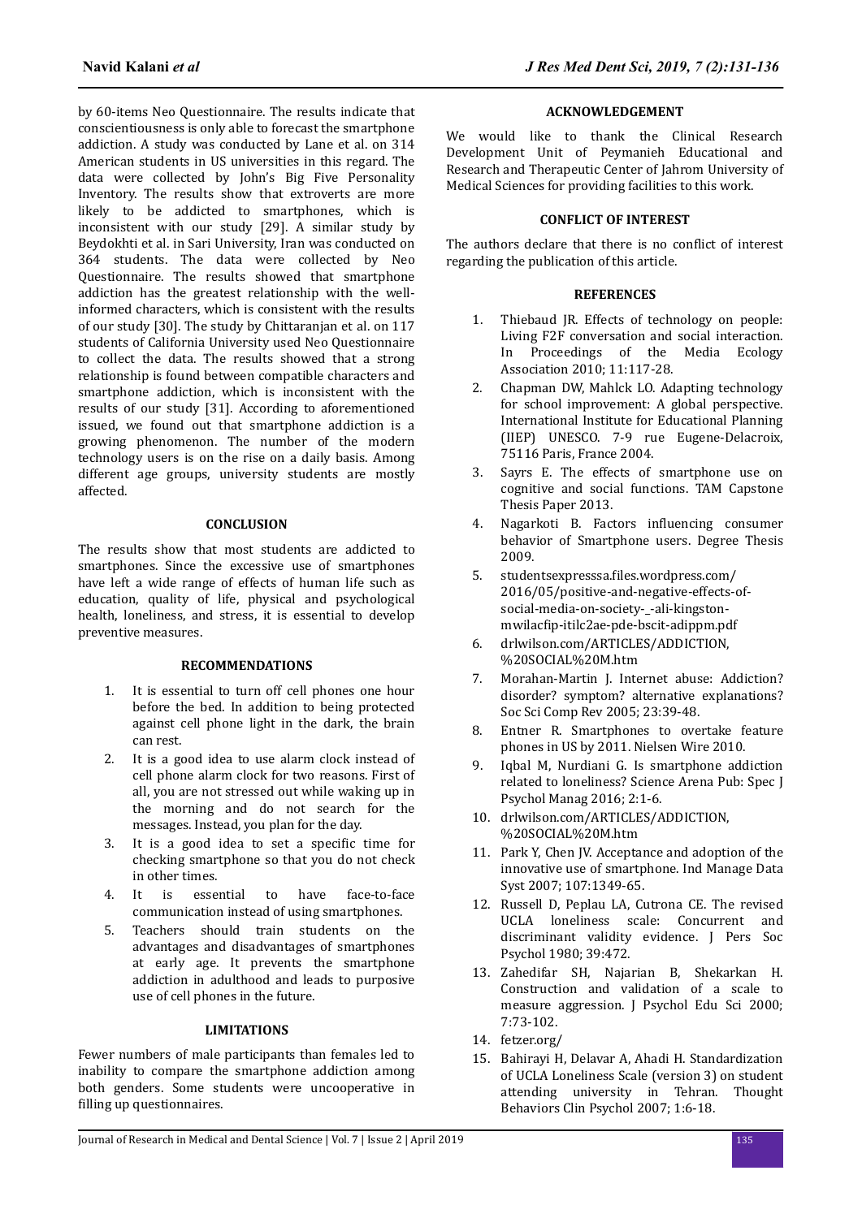by 60-items Neo Questionnaire. The results indicate that conscientiousness is only able to forecast the smartphone addiction. A study was conducted by Lane et al. on 314 American students in US universities in this regard. The data were collected by John's Big Five Personality Inventory. The results show that extroverts are more likely to be addicted to smartphones, which is inconsistent with our study [29]. A similar study by Beydokhti et al. in Sari University, Iran was conducted on 364 students. The data were collected by Neo Questionnaire. The results showed that smartphone addiction has the greatest relationship with the well-informed characters, which is consistent with the results of our study [30]. The study by Chittaranjan et al. on 117 students of California University used Neo Questionnaire to collect the data. The results showed that a strong relationship is found between compatible characters and smartphone addiction, which is inconsistent with the results of our study [31]. According to aforementioned issued, we found out that smartphone addiction is a growing phenomenon. The number of the modern technology users is on the rise on a daily basis. Among different age groups, university students are mostly affected.

## CONCLUSION

The results show that most students are addicted to smartphones. Since the excessive use of smartphones have left a wide range of effects of human life such as education, quality of life, physical and psychological health, loneliness, and stress, it is essential to develop preventive measures.

## RECOMMENDATIONS

1. It is essential to turn off cell phones one hour before the bed. In addition to being protected against cell phone light in the dark, the brain can rest.
2. It is a good idea to use alarm clock instead of cell phone alarm clock for two reasons. First of all, you are not stressed out while waking up in the morning and do not search for the messages. Instead, you plan for the day.
3. It is a good idea to set a specific time for checking smartphone so that you do not check in other times.
4. It is essential to have face-to-face communication instead of using smartphones.
5. Teachers should train students on the advantages and disadvantages of smartphones at early age. It prevents the smartphone addiction in adulthood and leads to purposive use of cell phones in the future.

## LIMITATIONS

Fewer numbers of male participants than females led to inability to compare the smartphone addiction among both genders. Some students were uncooperative in filling up questionnaires.

## ACKNOWLEDGEMENT

We would like to thank the Clinical Research Development Unit of Peymanieh Educational and Research and Therapeutic Center of Jahrom University of Medical Sciences for providing facilities to this work.

## CONFLICT OF INTEREST

The authors declare that there is no conflict of interest regarding the publication of this article.

## REFERENCES

1. Thiebaud JR. Effects of technology on people: Living F2F conversation and social interaction. In Proceedings of the Media Ecology Association 2010; 11:117-28.
2. Chapman DW, Mahlck LO. Adapting technology for school improvement: A global perspective. International Institute for Educational Planning (IIEP) UNESCO. 7-9 rue Eugene-Delacroix, 75116 Paris, France 2004.
3. Sayrs E. The effects of smartphone use on cognitive and social functions. TAM Capstone Thesis Paper 2013.
4. Nagarkoti B. Factors influencing consumer behavior of Smartphone users. Degree Thesis 2009.
5. studentsexpresssa.files.wordpress.com/2016/05/positive-and-negative-effects-of-social-media-on-society-_-ali-kingston-mwilacfip-itilc2ae-pde-bscit-adippm.pdf
6. drlwilson.com/ARTICLES/ADDICTION,%20SOCIAL%20M.htm
7. Morahan-Martin J. Internet abuse: Addiction? disorder? symptom? alternative explanations? Soc Sci Comp Rev 2005; 23:39-48.
8. Entner R. Smartphones to overtake feature phones in US by 2011. Nielsen Wire 2010.
9. Iqbal M, Nurdiani G. Is smartphone addiction related to loneliness? Science Arena Pub: Spec J Psychol Manag 2016; 2:1-6.
10. drlwilson.com/ARTICLES/ADDICTION,%20SOCIAL%20M.htm
11. Park Y, Chen JV. Acceptance and adoption of the innovative use of smartphone. Ind Manage Data Syst 2007; 107:1349-65.
12. Russell D, Peplau LA, Cutrona CE. The revised UCLA loneliness scale: Concurrent and discriminant validity evidence. J Pers Soc Psychol 1980; 39:472.
13. Zahedifar SH, Najarian B, Shekarkan H. Construction and validation of a scale to measure aggression. J Psychol Edu Sci 2000; 7:73-102.
14. fetzer.org/
15. Bahirayi H, Delavar A, Ahadi H. Standardization of UCLA Loneliness Scale (version 3) on student attending university in Tehran. Thought Behaviors Clin Psychol 2007; 1:6-18.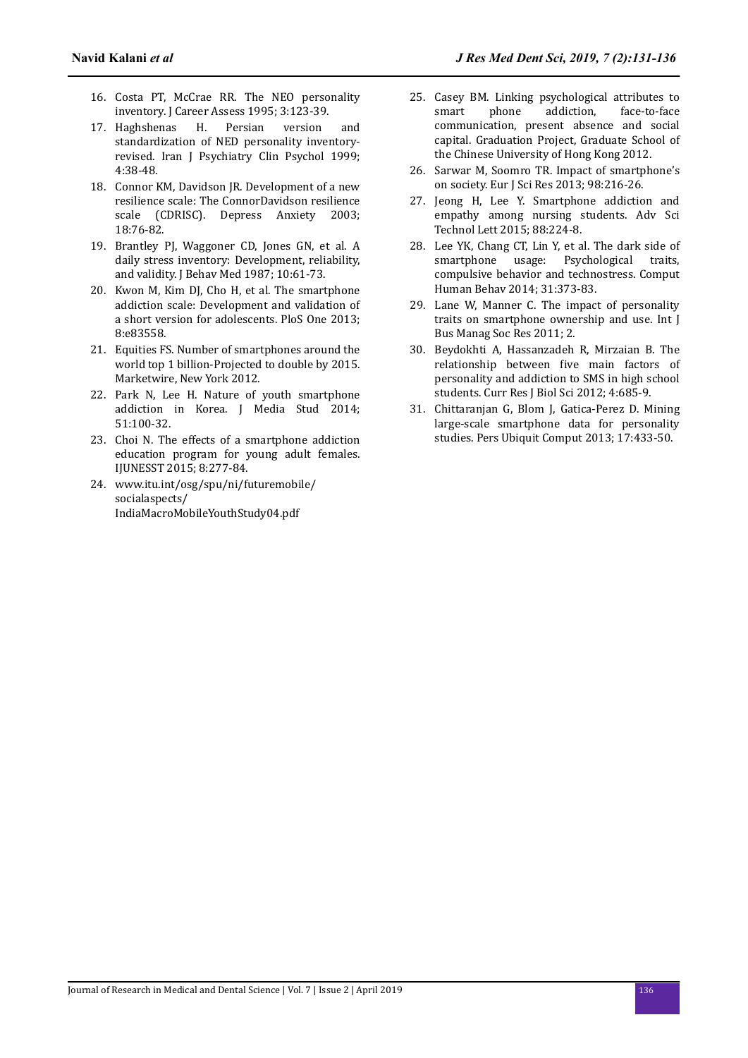16. Costa PT, McCrae RR. The NEO personality inventory. J Career Assess 1995; 3:123-39.
17. Haghshenas H. Persian version and standardization of NED personality inventory-revised. Iran J Psychiatry Clin Psychol 1999; 4:38-48.
18. Connor KM, Davidson JR. Development of a new resilience scale: The ConnorDavidson resilience scale (CDRISC). Depress Anxiety 2003; 18:76-82.
19. Brantley PJ, Waggoner CD, Jones GN, et al. A daily stress inventory: Development, reliability, and validity. J Behav Med 1987; 10:61-73.
20. Kwon M, Kim DJ, Cho H, et al. The smartphone addiction scale: Development and validation of a short version for adolescents. PloS One 2013; 8:e83558.
21. Equities FS. Number of smartphones around the world top 1 billion-Projected to double by 2015. Marketwire, New York 2012.
22. Park N, Lee H. Nature of youth smartphone addiction in Korea. J Media Stud 2014; 51:100-32.
23. Choi N. The effects of a smartphone addiction education program for young adult females. IJUNESST 2015; 8:277-84.
24. www.itu.int/osg/spu/ni/futuremobile/socialaspects/IndiaMacroMobileYouthStudy04.pdf
25. Casey BM. Linking psychological attributes to smart phone addiction, face-to-face communication, present absence and social capital. Graduation Project, Graduate School of the Chinese University of Hong Kong 2012.
26. Sarwar M, Soomro TR. Impact of smartphone's on society. Eur J Sci Res 2013; 98:216-26.
27. Jeong H, Lee Y. Smartphone addiction and empathy among nursing students. Adv Sci Technol Lett 2015; 88:224-8.
28. Lee YK, Chang CT, Lin Y, et al. The dark side of smartphone usage: Psychological traits, compulsive behavior and technostress. Comput Human Behav 2014; 31:373-83.
29. Lane W, Manner C. The impact of personality traits on smartphone ownership and use. Int J Bus Manag Soc Res 2011; 2.
30. Beydokhti A, Hassanzadeh R, Mirzaian B. The relationship between five main factors of personality and addiction to SMS in high school students. Curr Res J Biol Sci 2012; 4:685-9.
31. Chittaranjan G, Blom J, Gatica-Perez D. Mining large-scale smartphone data for personality studies. Pers Ubiquit Comput 2013; 17:433-50.